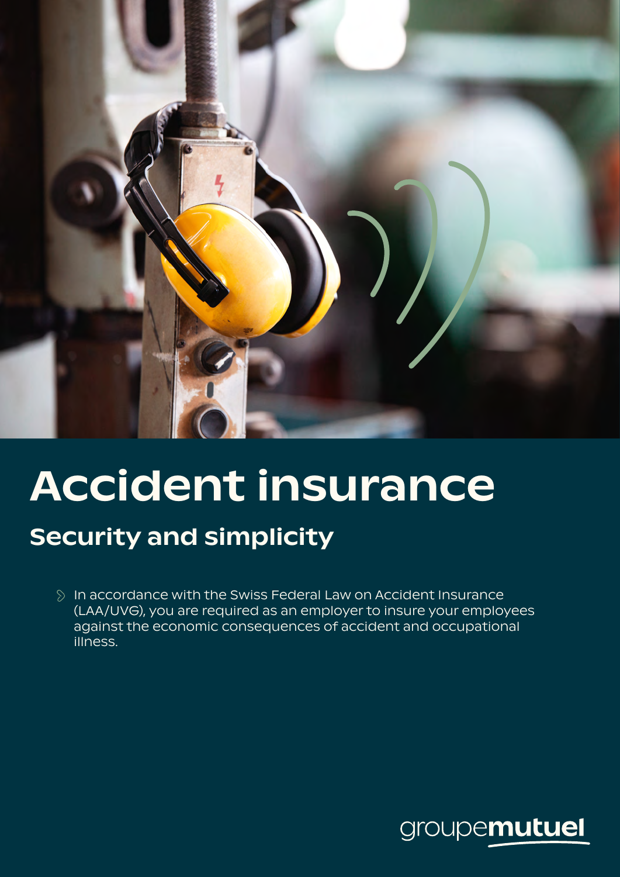# Accident insurance

## Security and simplicity

- In accordance with the Swiss Federal Law on Accident Insurance (LAA/UVG), you are required as an employer to insure your employees against the economic consequences of accident and occupational illness.

groupemutuel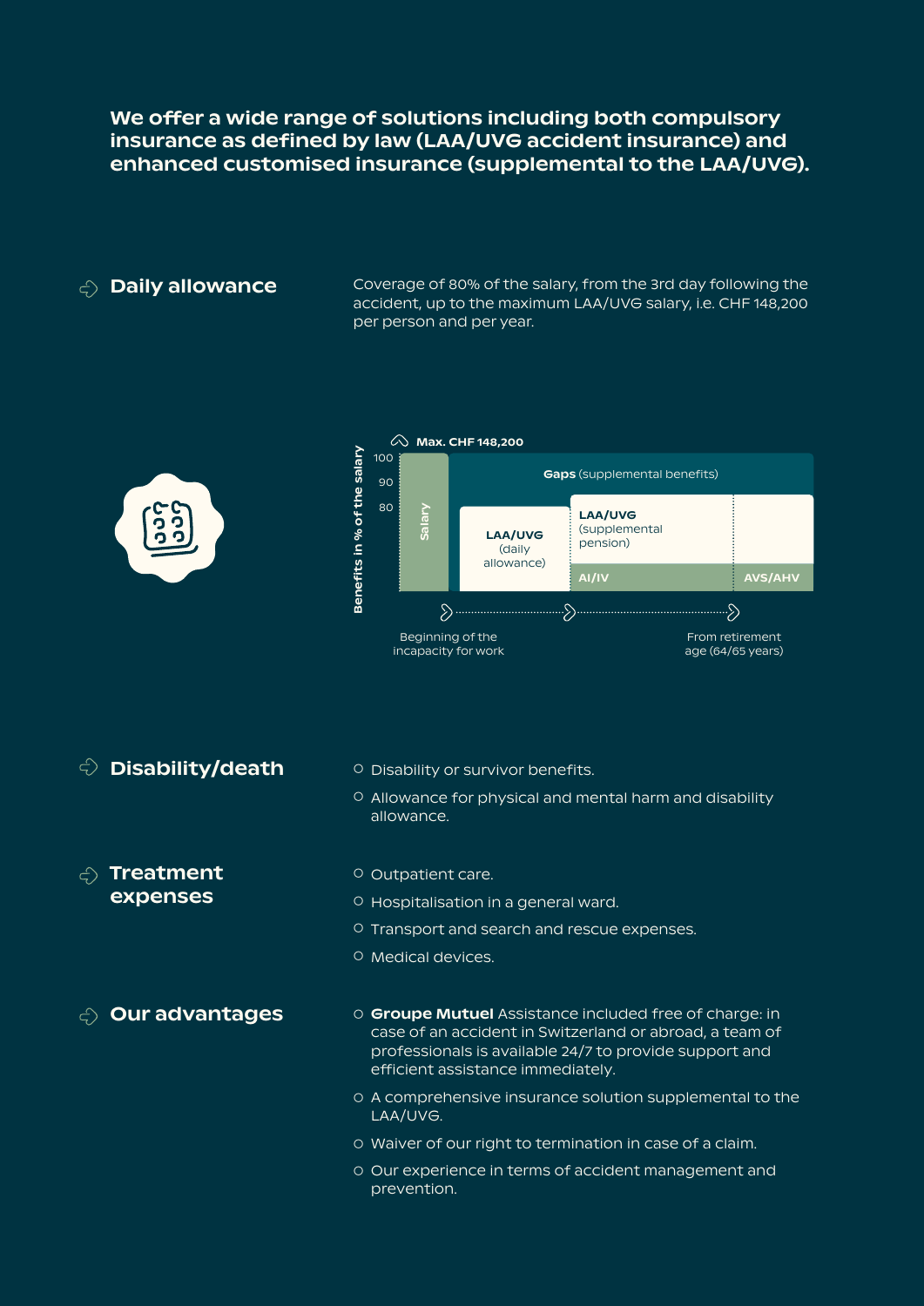**We offer a wide range of solutions including both compulsory insurance as defined by law (LAA/UVG accident insurance) and enhanced customised insurance (supplemental to the LAA/UVG).**

## Daily allowance

Coverage of 80% of the salary, from the 3rd day following the accident, up to the maximum LAA/UVG salary, i.e. CHF 148,200 per person and per year.

Max. CHF 148,200

Benefits in % of the salary: 100, 90, 80

Salary

**Gaps** (supplemental benefits)

**LAA/UVG** (daily allowance)

**LAA/UVG** (supplemental pension)

**AI/IV**

**AVS/AHV**

Beginning of the incapacity for work

From retirement age (64/65 years)

## Disability/death

- Disability or survivor benefits.
- Allowance for physical and mental harm and disability allowance.

## Treatment expenses

- Outpatient care.
- Hospitalisation in a general ward.
- Transport and search and rescue expenses.
- Medical devices.

## Our advantages

- **Groupe Mutuel** Assistance included free of charge: in case of an accident in Switzerland or abroad, a team of professionals is available 24/7 to provide support and efficient assistance immediately.
- A comprehensive insurance solution supplemental to the LAA/UVG.
- Waiver of our right to termination in case of a claim.
- Our experience in terms of accident management and prevention.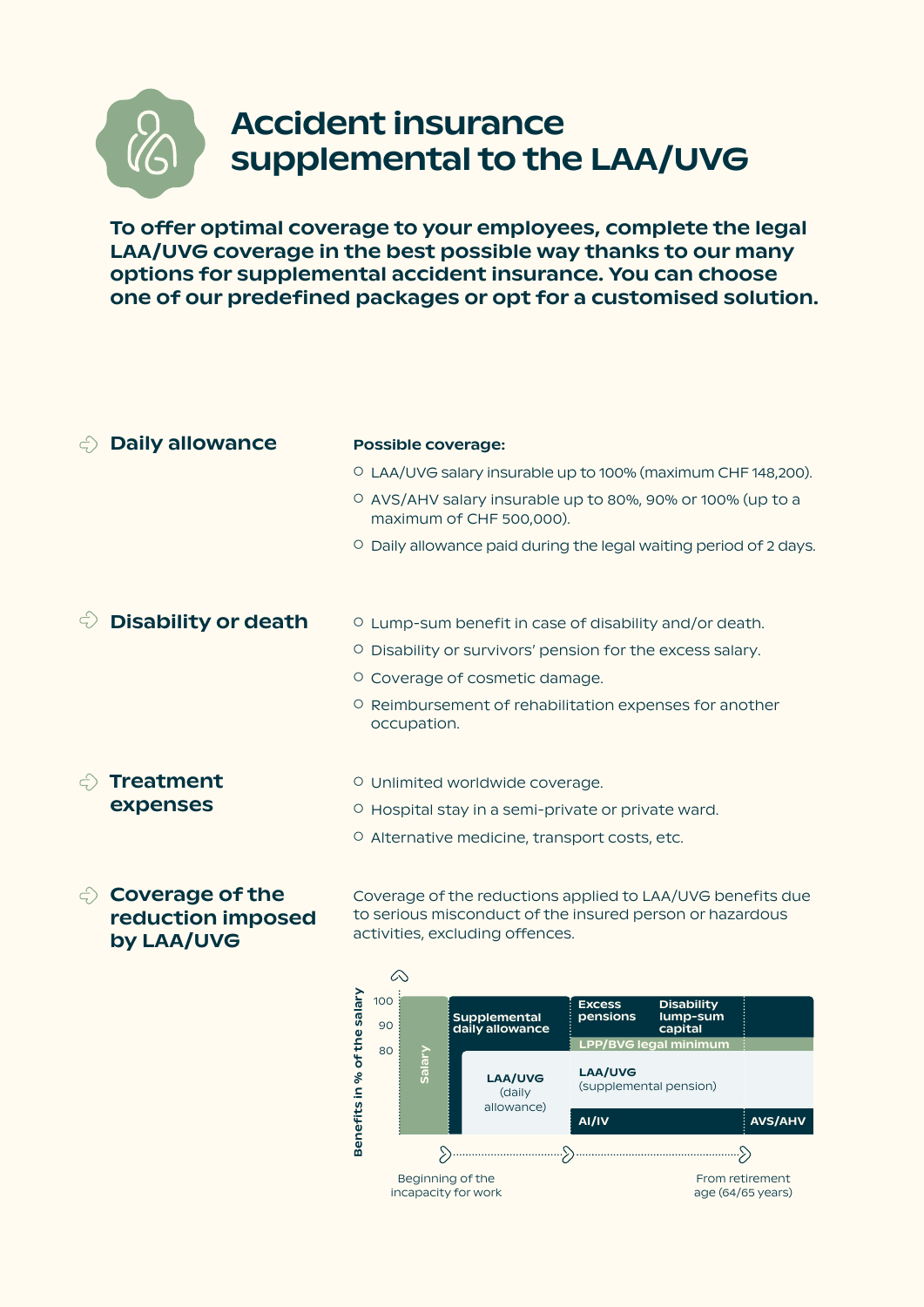# Accident insurance supplemental to the LAA/UVG

**To offer optimal coverage to your employees, complete the legal LAA/UVG coverage in the best possible way thanks to our many options for supplemental accident insurance. You can choose one of our predefined packages or opt for a customised solution.**

## Daily allowance

**Possible coverage:**

- LAA/UVG salary insurable up to 100% (maximum CHF 148,200).
- AVS/AHV salary insurable up to 80%, 90% or 100% (up to a maximum of CHF 500,000).
- Daily allowance paid during the legal waiting period of 2 days.

## Disability or death

- Lump-sum benefit in case of disability and/or death.
- Disability or survivors' pension for the excess salary.
- Coverage of cosmetic damage.
- Reimbursement of rehabilitation expenses for another occupation.

## Treatment expenses

- Unlimited worldwide coverage.
- Hospital stay in a semi-private or private ward.
- Alternative medicine, transport costs, etc.

## Coverage of the reduction imposed by LAA/UVG

Coverage of the reductions applied to LAA/UVG benefits due to serious misconduct of the insured person or hazardous activities, excluding offences.

Benefits in % of the salary: 100, 90, 80

Salary | Supplemental daily allowance | LAA/UVG (daily allowance) | Excess pensions | Disability lump-sum capital | LPP/BVG legal minimum | LAA/UVG (supplemental pension) | AI/IV | AVS/AHV

Beginning of the incapacity for work → From retirement age (64/65 years)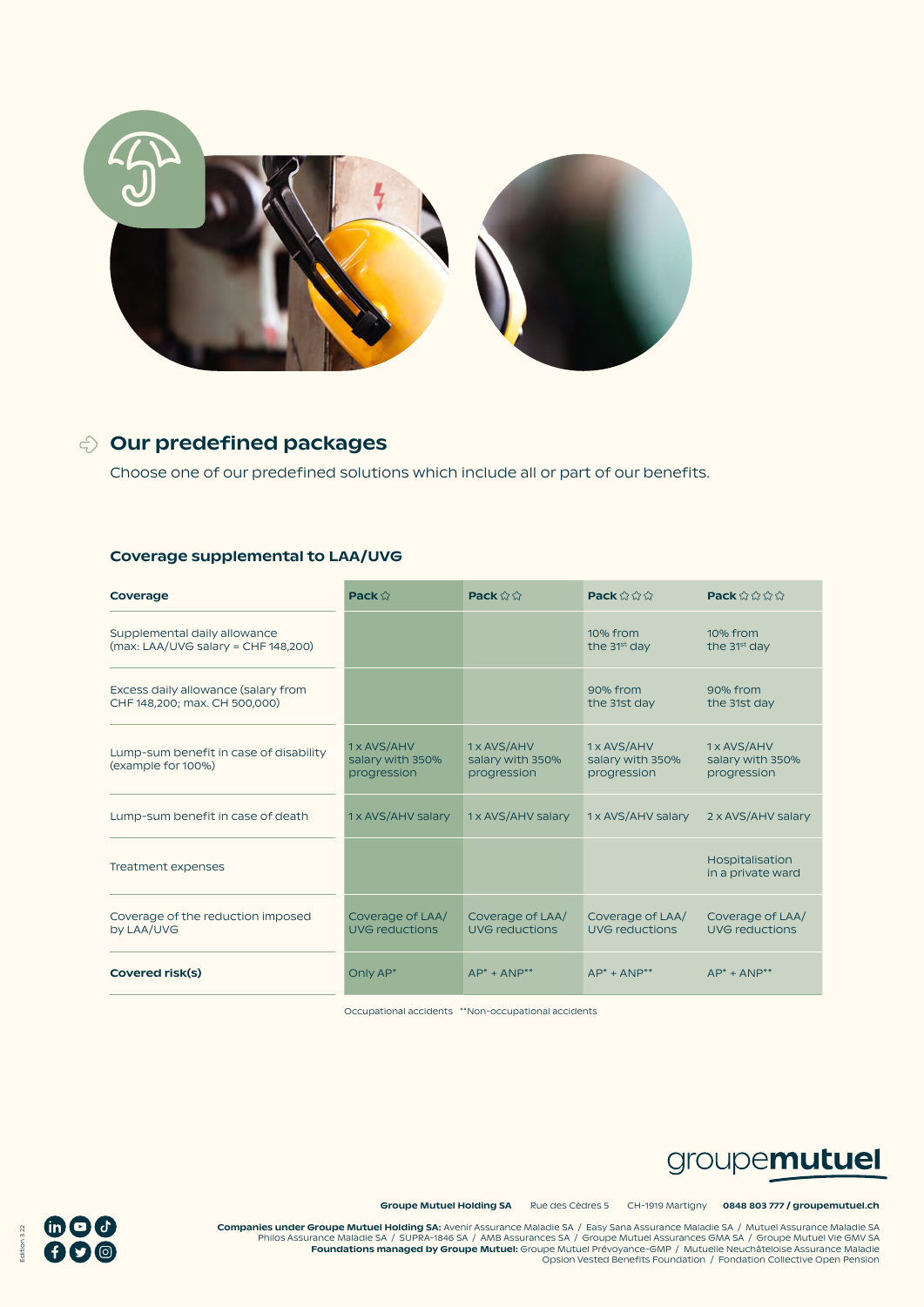## Our predefined packages

Choose one of our predefined solutions which include all or part of our benefits.

### Coverage supplemental to LAA/UVG

| Coverage | Pack ☆ | Pack ☆☆ | Pack ☆☆☆ | Pack ☆☆☆☆ |
|---|---|---|---|---|
| Supplemental daily allowance (max: LAA/UVG salary = CHF 148,200) | | | 10% from the 31st day | 10% from the 31st day |
| Excess daily allowance (salary from CHF 148,200; max. CH 500,000) | | | 90% from the 31st day | 90% from the 31st day |
| Lump-sum benefit in case of disability (example for 100%) | 1 x AVS/AHV salary with 350% progression | 1 x AVS/AHV salary with 350% progression | 1 x AVS/AHV salary with 350% progression | 1 x AVS/AHV salary with 350% progression |
| Lump-sum benefit in case of death | 1 x AVS/AHV salary | 1 x AVS/AHV salary | 1 x AVS/AHV salary | 2 x AVS/AHV salary |
| Treatment expenses | | | | Hospitalisation in a private ward |
| Coverage of the reduction imposed by LAA/UVG | Coverage of LAA/ UVG reductions | Coverage of LAA/ UVG reductions | Coverage of LAA/ UVG reductions | Coverage of LAA/ UVG reductions |
| **Covered risk(s)** | Only AP* | AP* + ANP** | AP* + ANP** | AP* + ANP** |

Occupational accidents **Non-occupational accidents

groupemutuel

**Groupe Mutuel Holding SA** Rue des Cèdres 5 CH-1919 Martigny **0848 803 777 / groupemutuel.ch**

**Companies under Groupe Mutuel Holding SA:** Avenir Assurance Maladie SA / Easy Sana Assurance Maladie SA / Mutuel Assurance Maladie SA / Philos Assurance Maladie SA / SUPRA-1846 SA / AMB Assurances SA / Groupe Mutuel Assurances GMA SA / Groupe Mutuel Vie GMV SA
**Foundations managed by Groupe Mutuel:** Groupe Mutuel Prévoyance-GMP / Mutuelle Neuchâteloise Assurance Maladie / Opsion Vested Benefits Foundation / Fondation Collective Open Pension

Edition 3.22